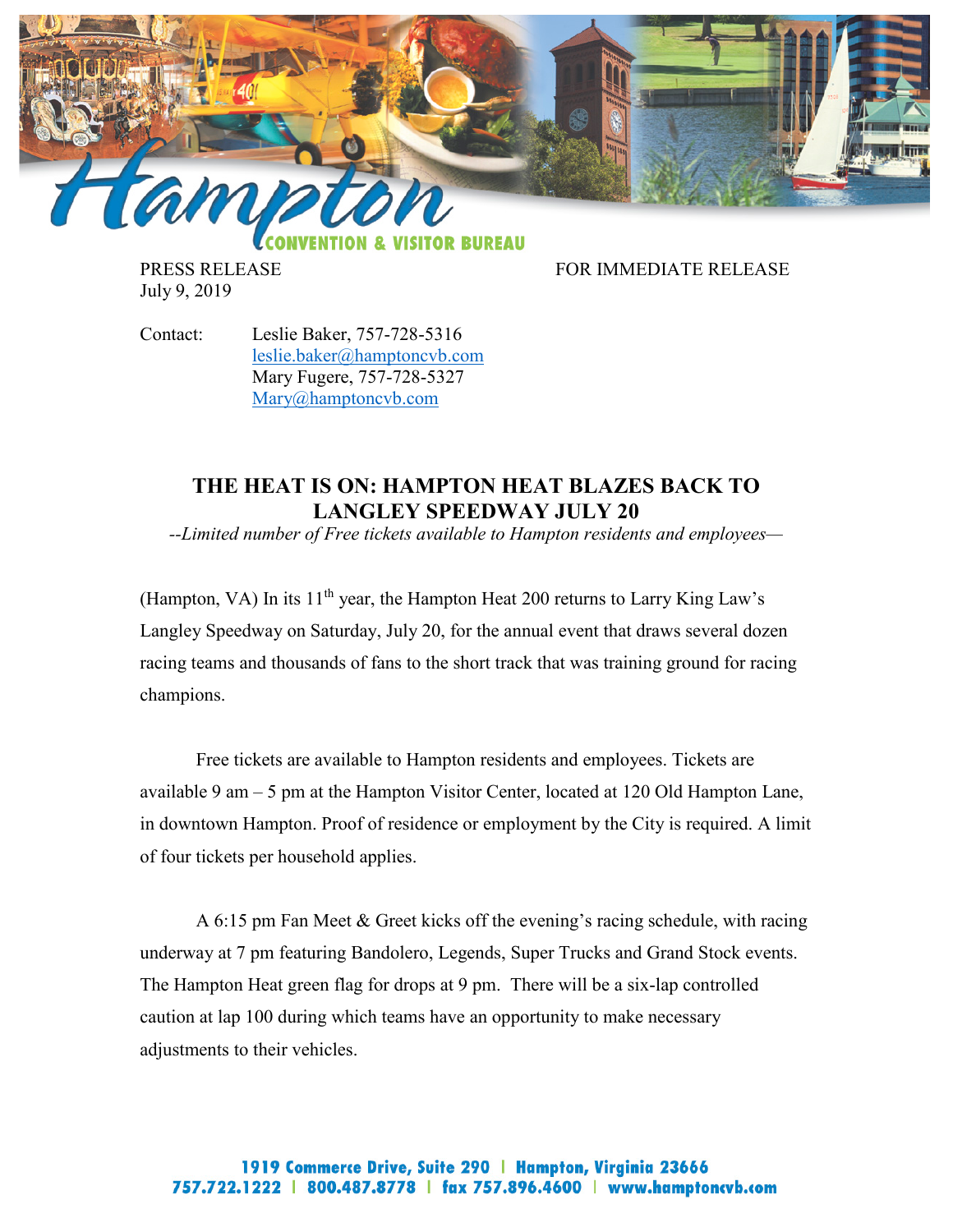Hampton CONVENTION & VISITOR BUREAU

PRESS RELEASE

July 9, 2019

FOR IMMEDIATE RELEASE

Contact: Leslie Baker, 757-728-5316
leslie.baker@hamptoncvb.com
Mary Fugere, 757-728-5327
Mary@hamptoncvb.com

# THE HEAT IS ON: HAMPTON HEAT BLAZES BACK TO LANGLEY SPEEDWAY JULY 20

*--Limited number of Free tickets available to Hampton residents and employees—*

(Hampton, VA) In its 11th year, the Hampton Heat 200 returns to Larry King Law's Langley Speedway on Saturday, July 20, for the annual event that draws several dozen racing teams and thousands of fans to the short track that was training ground for racing champions.

Free tickets are available to Hampton residents and employees. Tickets are available 9 am – 5 pm at the Hampton Visitor Center, located at 120 Old Hampton Lane, in downtown Hampton. Proof of residence or employment by the City is required. A limit of four tickets per household applies.

A 6:15 pm Fan Meet & Greet kicks off the evening's racing schedule, with racing underway at 7 pm featuring Bandolero, Legends, Super Trucks and Grand Stock events. The Hampton Heat green flag for drops at 9 pm. There will be a six-lap controlled caution at lap 100 during which teams have an opportunity to make necessary adjustments to their vehicles.

1919 Commerce Drive, Suite 290 | Hampton, Virginia 23666
757.722.1222 | 800.487.8778 | fax 757.896.4600 | www.hamptoncvb.com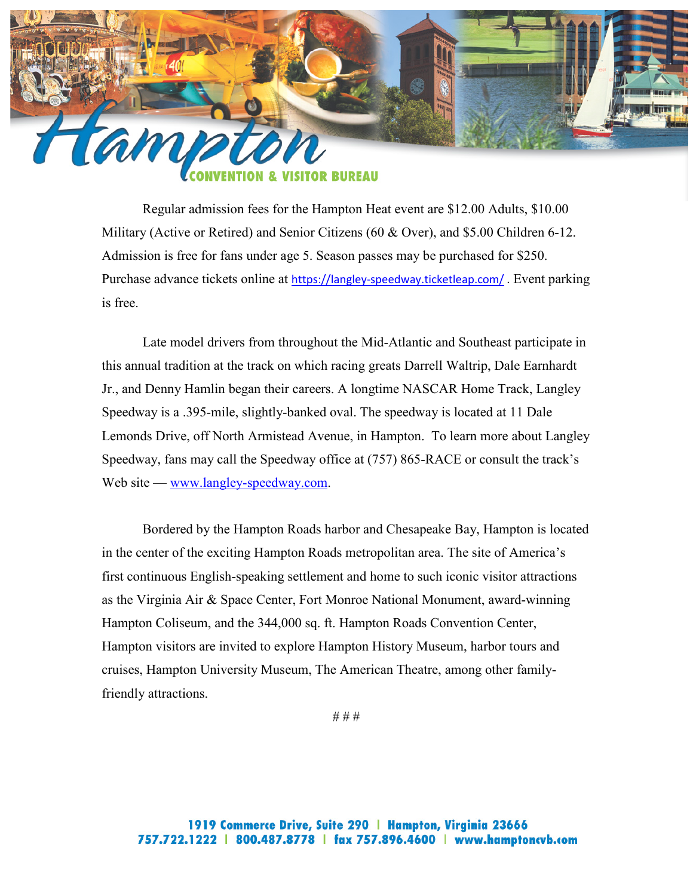Regular admission fees for the Hampton Heat event are $12.00 Adults, $10.00 Military (Active or Retired) and Senior Citizens (60 & Over), and $5.00 Children 6-12. Admission is free for fans under age 5. Season passes may be purchased for $250. Purchase advance tickets online at https://langley-speedway.ticketleap.com/ . Event parking is free.

Late model drivers from throughout the Mid-Atlantic and Southeast participate in this annual tradition at the track on which racing greats Darrell Waltrip, Dale Earnhardt Jr., and Denny Hamlin began their careers. A longtime NASCAR Home Track, Langley Speedway is a .395-mile, slightly-banked oval. The speedway is located at 11 Dale Lemonds Drive, off North Armistead Avenue, in Hampton. To learn more about Langley Speedway, fans may call the Speedway office at (757) 865-RACE or consult the track's Web site — www.langley-speedway.com.

Bordered by the Hampton Roads harbor and Chesapeake Bay, Hampton is located in the center of the exciting Hampton Roads metropolitan area. The site of America's first continuous English-speaking settlement and home to such iconic visitor attractions as the Virginia Air & Space Center, Fort Monroe National Monument, award-winning Hampton Coliseum, and the 344,000 sq. ft. Hampton Roads Convention Center, Hampton visitors are invited to explore Hampton History Museum, harbor tours and cruises, Hampton University Museum, The American Theatre, among other family-friendly attractions.

# # #